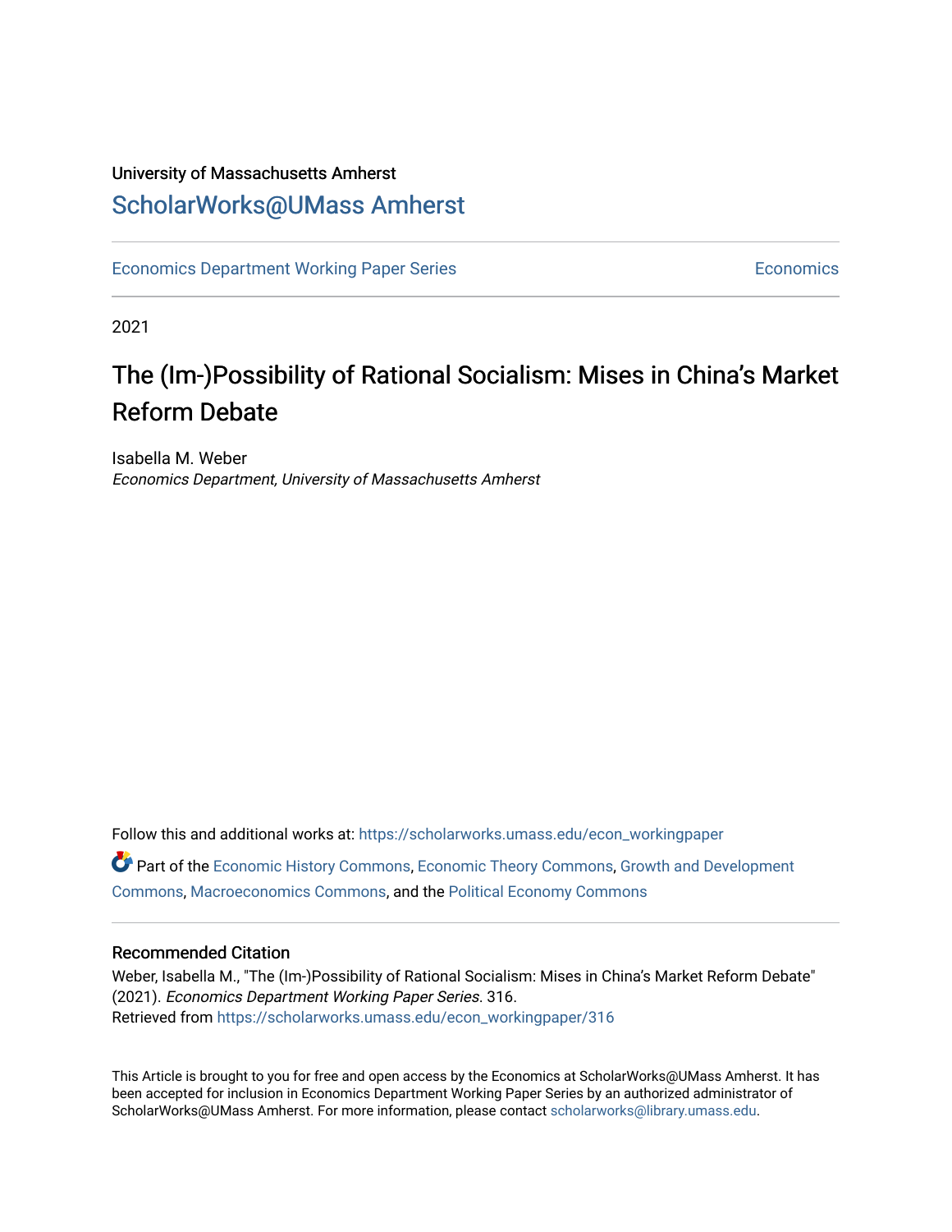University of Massachusetts Amherst

ScholarWorks@UMass Amherst

Economics Department Working Paper Series | Economics

2021

# The (Im-)Possibility of Rational Socialism: Mises in China's Market Reform Debate

Isabella M. Weber
*Economics Department, University of Massachusetts Amherst*

Follow this and additional works at: https://scholarworks.umass.edu/econ_workingpaper

Part of the Economic History Commons, Economic Theory Commons, Growth and Development Commons, Macroeconomics Commons, and the Political Economy Commons

## Recommended Citation

Weber, Isabella M., "The (Im-)Possibility of Rational Socialism: Mises in China's Market Reform Debate" (2021). *Economics Department Working Paper Series*. 316.
Retrieved from https://scholarworks.umass.edu/econ_workingpaper/316

This Article is brought to you for free and open access by the Economics at ScholarWorks@UMass Amherst. It has been accepted for inclusion in Economics Department Working Paper Series by an authorized administrator of ScholarWorks@UMass Amherst. For more information, please contact scholarworks@library.umass.edu.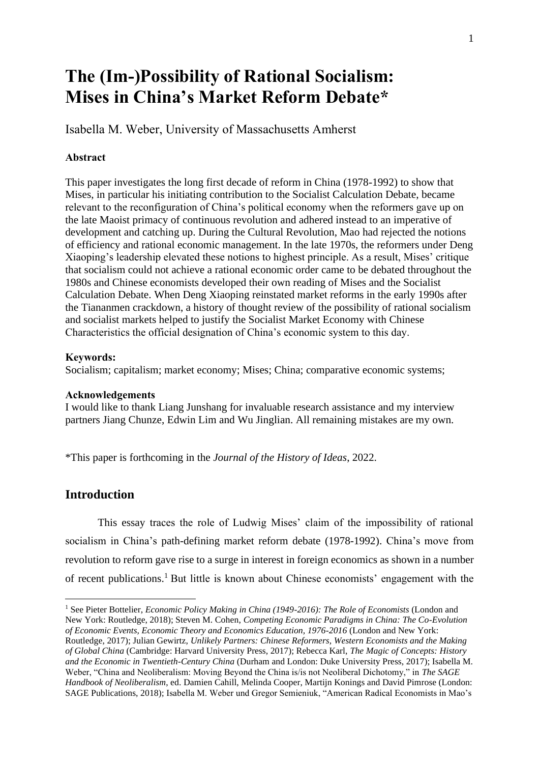# The (Im-)Possibility of Rational Socialism: Mises in China's Market Reform Debate*

Isabella M. Weber, University of Massachusetts Amherst

**Abstract**

This paper investigates the long first decade of reform in China (1978-1992) to show that Mises, in particular his initiating contribution to the Socialist Calculation Debate, became relevant to the reconfiguration of China's political economy when the reformers gave up on the late Maoist primacy of continuous revolution and adhered instead to an imperative of development and catching up. During the Cultural Revolution, Mao had rejected the notions of efficiency and rational economic management. In the late 1970s, the reformers under Deng Xiaoping's leadership elevated these notions to highest principle. As a result, Mises' critique that socialism could not achieve a rational economic order came to be debated throughout the 1980s and Chinese economists developed their own reading of Mises and the Socialist Calculation Debate. When Deng Xiaoping reinstated market reforms in the early 1990s after the Tiananmen crackdown, a history of thought review of the possibility of rational socialism and socialist markets helped to justify the Socialist Market Economy with Chinese Characteristics the official designation of China's economic system to this day.

**Keywords:**
Socialism; capitalism; market economy; Mises; China; comparative economic systems;

**Acknowledgements**
I would like to thank Liang Junshang for invaluable research assistance and my interview partners Jiang Chunze, Edwin Lim and Wu Jinglian. All remaining mistakes are my own.

*This paper is forthcoming in the *Journal of the History of Ideas*, 2022.

## Introduction

This essay traces the role of Ludwig Mises' claim of the impossibility of rational socialism in China's path-defining market reform debate (1978-1992). China's move from revolution to reform gave rise to a surge in interest in foreign economics as shown in a number of recent publications.[1] But little is known about Chinese economists' engagement with the

[1] See Pieter Bottelier, *Economic Policy Making in China (1949-2016): The Role of Economists* (London and New York: Routledge, 2018); Steven M. Cohen, *Competing Economic Paradigms in China: The Co-Evolution of Economic Events, Economic Theory and Economics Education, 1976-2016* (London and New York: Routledge, 2017); Julian Gewirtz, *Unlikely Partners: Chinese Reformers, Western Economists and the Making of Global China* (Cambridge: Harvard University Press, 2017); Rebecca Karl, *The Magic of Concepts: History and the Economic in Twentieth-Century China* (Durham and London: Duke University Press, 2017); Isabella M. Weber, "China and Neoliberalism: Moving Beyond the China is/is not Neoliberal Dichotomy," in *The SAGE Handbook of Neoliberalism*, ed. Damien Cahill, Melinda Cooper, Martijn Konings and David Pimrose (London: SAGE Publications, 2018); Isabella M. Weber und Gregor Semieniuk, "American Radical Economists in Mao's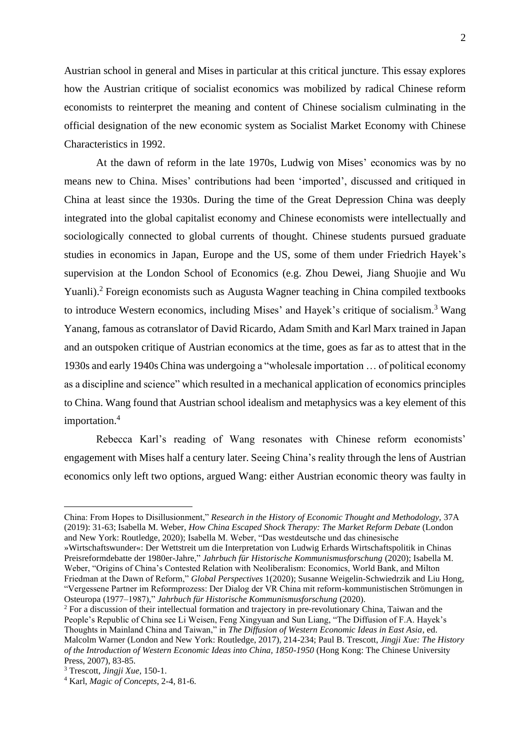Austrian school in general and Mises in particular at this critical juncture. This essay explores how the Austrian critique of socialist economics was mobilized by radical Chinese reform economists to reinterpret the meaning and content of Chinese socialism culminating in the official designation of the new economic system as Socialist Market Economy with Chinese Characteristics in 1992.

At the dawn of reform in the late 1970s, Ludwig von Mises' economics was by no means new to China. Mises' contributions had been 'imported', discussed and critiqued in China at least since the 1930s. During the time of the Great Depression China was deeply integrated into the global capitalist economy and Chinese economists were intellectually and sociologically connected to global currents of thought. Chinese students pursued graduate studies in economics in Japan, Europe and the US, some of them under Friedrich Hayek's supervision at the London School of Economics (e.g. Zhou Dewei, Jiang Shuojie and Wu Yuanli).[2] Foreign economists such as Augusta Wagner teaching in China compiled textbooks to introduce Western economics, including Mises' and Hayek's critique of socialism.[3] Wang Yanang, famous as cotranslator of David Ricardo, Adam Smith and Karl Marx trained in Japan and an outspoken critique of Austrian economics at the time, goes as far as to attest that in the 1930s and early 1940s China was undergoing a "wholesale importation … of political economy as a discipline and science" which resulted in a mechanical application of economics principles to China. Wang found that Austrian school idealism and metaphysics was a key element of this importation.[4]

Rebecca Karl's reading of Wang resonates with Chinese reform economists' engagement with Mises half a century later. Seeing China's reality through the lens of Austrian economics only left two options, argued Wang: either Austrian economic theory was faulty in

---

China: From Hopes to Disillusionment," *Research in the History of Economic Thought and Methodology*, 37A (2019): 31-63; Isabella M. Weber, *How China Escaped Shock Therapy: The Market Reform Debate* (London and New York: Routledge, 2020); Isabella M. Weber, "Das westdeutsche und das chinesische »Wirtschaftswunder«: Der Wettstreit um die Interpretation von Ludwig Erhards Wirtschaftspolitik in Chinas Preisreformdebatte der 1980er-Jahre," *Jahrbuch für Historische Kommunismusforschung* (2020); Isabella M. Weber, "Origins of China's Contested Relation with Neoliberalism: Economics, World Bank, and Milton Friedman at the Dawn of Reform," *Global Perspectives* 1(2020); Susanne Weigelin-Schwiedrzik and Liu Hong, "Vergessene Partner im Reformprozess: Der Dialog der VR China mit reform-kommunistischen Strömungen in Osteuropa (1977–1987)," *Jahrbuch für Historische Kommunismusforschung* (2020).

[2] For a discussion of their intellectual formation and trajectory in pre-revolutionary China, Taiwan and the People's Republic of China see Li Weisen, Feng Xingyuan and Sun Liang, "The Diffusion of F.A. Hayek's Thoughts in Mainland China and Taiwan," in *The Diffusion of Western Economic Ideas in East Asia*, ed. Malcolm Warner (London and New York: Routledge, 2017), 214-234; Paul B. Trescott, *Jingji Xue: The History of the Introduction of Western Economic Ideas into China, 1850-1950* (Hong Kong: The Chinese University Press, 2007), 83-85.

[3] Trescott, *Jingji Xue*, 150-1.

[4] Karl, *Magic of Concepts*, 2-4, 81-6.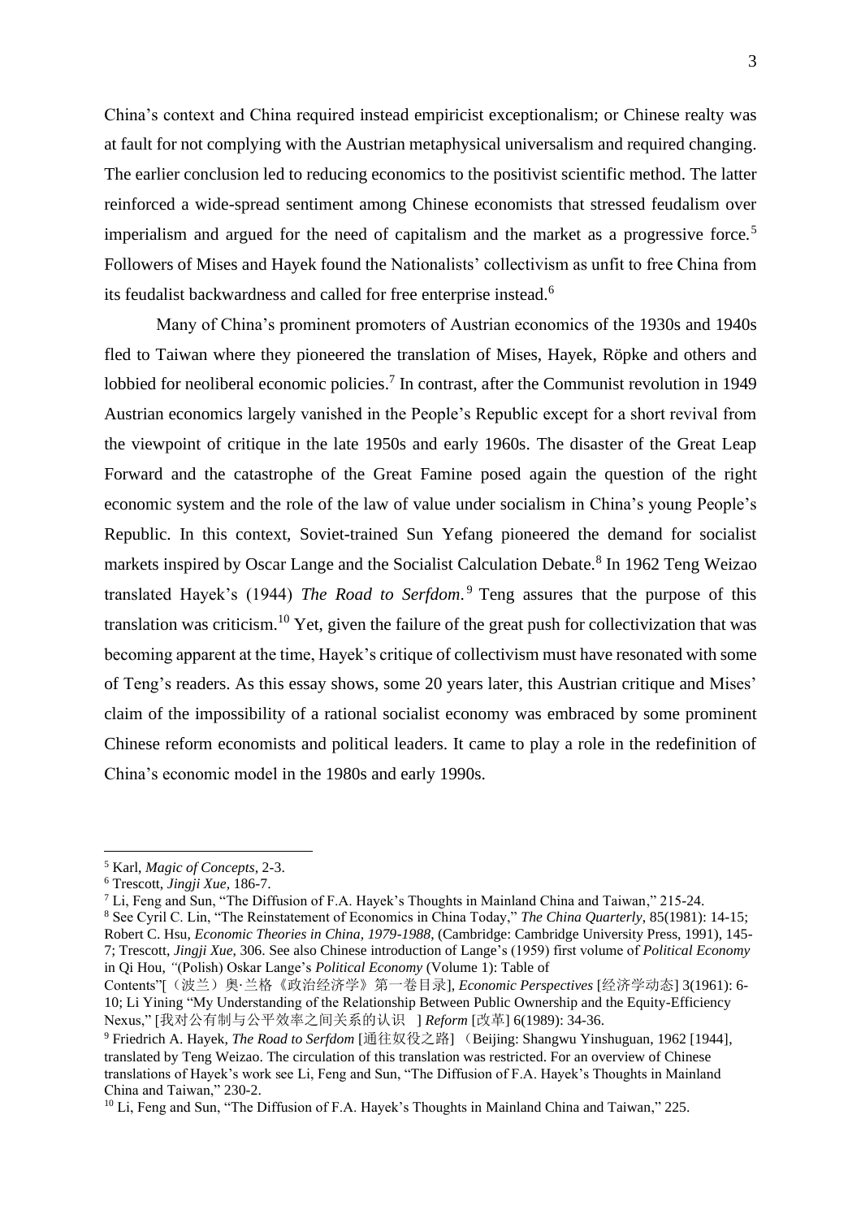China's context and China required instead empiricist exceptionalism; or Chinese realty was at fault for not complying with the Austrian metaphysical universalism and required changing. The earlier conclusion led to reducing economics to the positivist scientific method. The latter reinforced a wide-spread sentiment among Chinese economists that stressed feudalism over imperialism and argued for the need of capitalism and the market as a progressive force.[5] Followers of Mises and Hayek found the Nationalists' collectivism as unfit to free China from its feudalist backwardness and called for free enterprise instead.[6]

Many of China's prominent promoters of Austrian economics of the 1930s and 1940s fled to Taiwan where they pioneered the translation of Mises, Hayek, Röpke and others and lobbied for neoliberal economic policies.[7] In contrast, after the Communist revolution in 1949 Austrian economics largely vanished in the People's Republic except for a short revival from the viewpoint of critique in the late 1950s and early 1960s. The disaster of the Great Leap Forward and the catastrophe of the Great Famine posed again the question of the right economic system and the role of the law of value under socialism in China's young People's Republic. In this context, Soviet-trained Sun Yefang pioneered the demand for socialist markets inspired by Oscar Lange and the Socialist Calculation Debate.[8] In 1962 Teng Weizao translated Hayek's (1944) *The Road to Serfdom*.[9] Teng assures that the purpose of this translation was criticism.[10] Yet, given the failure of the great push for collectivization that was becoming apparent at the time, Hayek's critique of collectivism must have resonated with some of Teng's readers. As this essay shows, some 20 years later, this Austrian critique and Mises' claim of the impossibility of a rational socialist economy was embraced by some prominent Chinese reform economists and political leaders. It came to play a role in the redefinition of China's economic model in the 1980s and early 1990s.

---

[5] Karl, *Magic of Concepts*, 2-3.

[6] Trescott, *Jingji Xue*, 186-7.

[7] Li, Feng and Sun, "The Diffusion of F.A. Hayek's Thoughts in Mainland China and Taiwan," 215-24.

[8] See Cyril C. Lin, "The Reinstatement of Economics in China Today," *The China Quarterly*, 85(1981): 14-15; Robert C. Hsu, *Economic Theories in China, 1979-1988*, (Cambridge: Cambridge University Press, 1991), 145-7; Trescott, *Jingji Xue*, 306. See also Chinese introduction of Lange's (1959) first volume of *Political Economy* in Qi Hou, "(Polish) Oskar Lange's *Political Economy* (Volume 1): Table of Contents"[（波兰）奥·兰格《政治经济学》第一卷目录], *Economic Perspectives* [经济学动态] 3(1961): 6-10; Li Yining "My Understanding of the Relationship Between Public Ownership and the Equity-Efficiency Nexus," [我对公有制与公平效率之间关系的认识 ] *Reform* [改革] 6(1989): 34-36.

[9] Friedrich A. Hayek, *The Road to Serfdom* [通往奴役之路]（Beijing: Shangwu Yinshuguan, 1962 [1944], translated by Teng Weizao. The circulation of this translation was restricted. For an overview of Chinese translations of Hayek's work see Li, Feng and Sun, "The Diffusion of F.A. Hayek's Thoughts in Mainland China and Taiwan," 230-2.

[10] Li, Feng and Sun, "The Diffusion of F.A. Hayek's Thoughts in Mainland China and Taiwan," 225.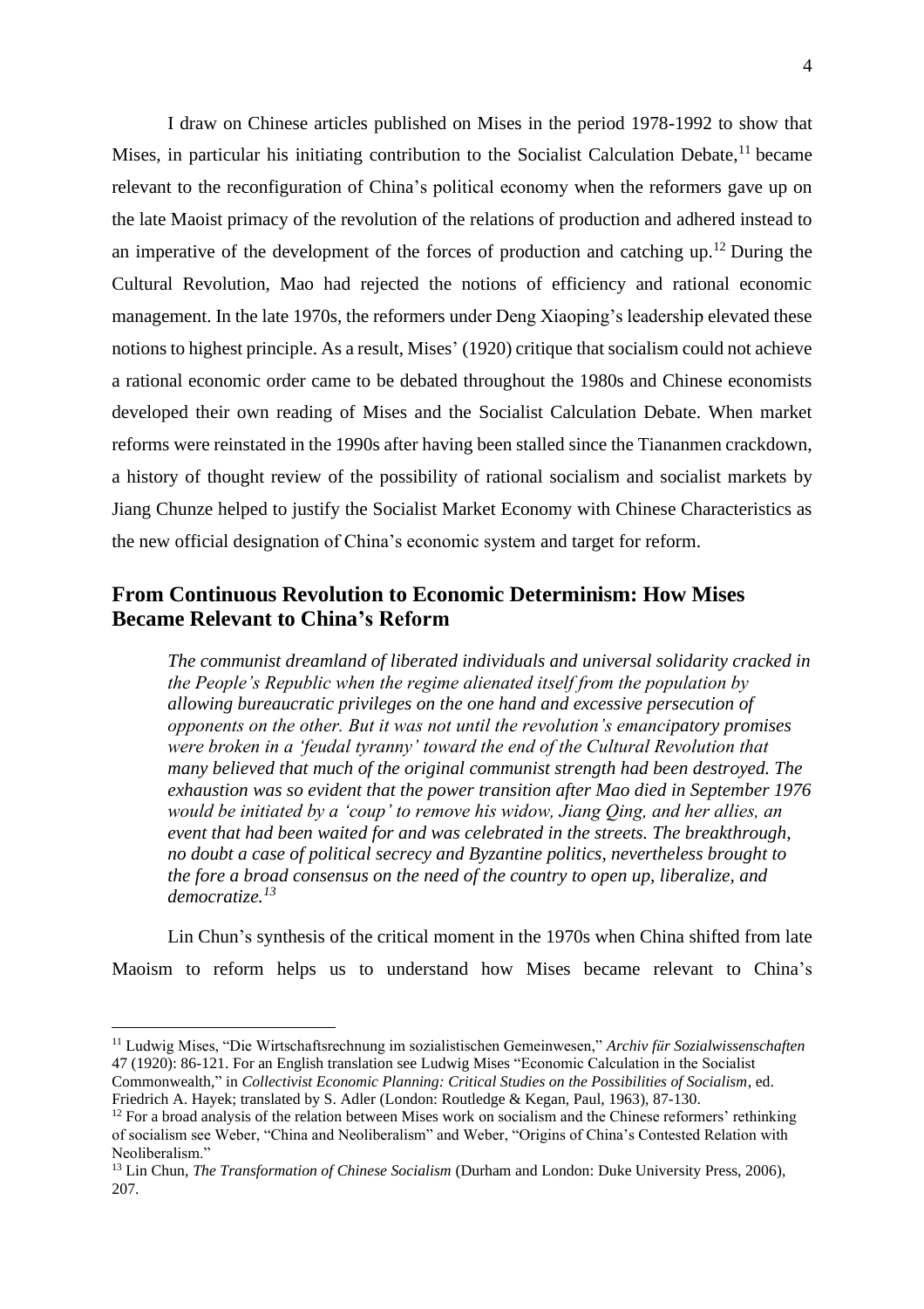I draw on Chinese articles published on Mises in the period 1978-1992 to show that Mises, in particular his initiating contribution to the Socialist Calculation Debate,[11] became relevant to the reconfiguration of China's political economy when the reformers gave up on the late Maoist primacy of the revolution of the relations of production and adhered instead to an imperative of the development of the forces of production and catching up.[12] During the Cultural Revolution, Mao had rejected the notions of efficiency and rational economic management. In the late 1970s, the reformers under Deng Xiaoping's leadership elevated these notions to highest principle. As a result, Mises' (1920) critique that socialism could not achieve a rational economic order came to be debated throughout the 1980s and Chinese economists developed their own reading of Mises and the Socialist Calculation Debate. When market reforms were reinstated in the 1990s after having been stalled since the Tiananmen crackdown, a history of thought review of the possibility of rational socialism and socialist markets by Jiang Chunze helped to justify the Socialist Market Economy with Chinese Characteristics as the new official designation of China's economic system and target for reform.

## From Continuous Revolution to Economic Determinism: How Mises Became Relevant to China's Reform

> *The communist dreamland of liberated individuals and universal solidarity cracked in the People's Republic when the regime alienated itself from the population by allowing bureaucratic privileges on the one hand and excessive persecution of opponents on the other. But it was not until the revolution's emancipatory promises were broken in a 'feudal tyranny' toward the end of the Cultural Revolution that many believed that much of the original communist strength had been destroyed. The exhaustion was so evident that the power transition after Mao died in September 1976 would be initiated by a 'coup' to remove his widow, Jiang Qing, and her allies, an event that had been waited for and was celebrated in the streets. The breakthrough, no doubt a case of political secrecy and Byzantine politics, nevertheless brought to the fore a broad consensus on the need of the country to open up, liberalize, and democratize.*[13]

Lin Chun's synthesis of the critical moment in the 1970s when China shifted from late Maoism to reform helps us to understand how Mises became relevant to China's

---

[11] Ludwig Mises, "Die Wirtschaftsrechnung im sozialistischen Gemeinwesen," *Archiv für Sozialwissenschaften* 47 (1920): 86-121. For an English translation see Ludwig Mises "Economic Calculation in the Socialist Commonwealth," in *Collectivist Economic Planning: Critical Studies on the Possibilities of Socialism*, ed. Friedrich A. Hayek; translated by S. Adler (London: Routledge & Kegan, Paul, 1963), 87-130.

[12] For a broad analysis of the relation between Mises work on socialism and the Chinese reformers' rethinking of socialism see Weber, "China and Neoliberalism" and Weber, "Origins of China's Contested Relation with Neoliberalism."

[13] Lin Chun, *The Transformation of Chinese Socialism* (Durham and London: Duke University Press, 2006), 207.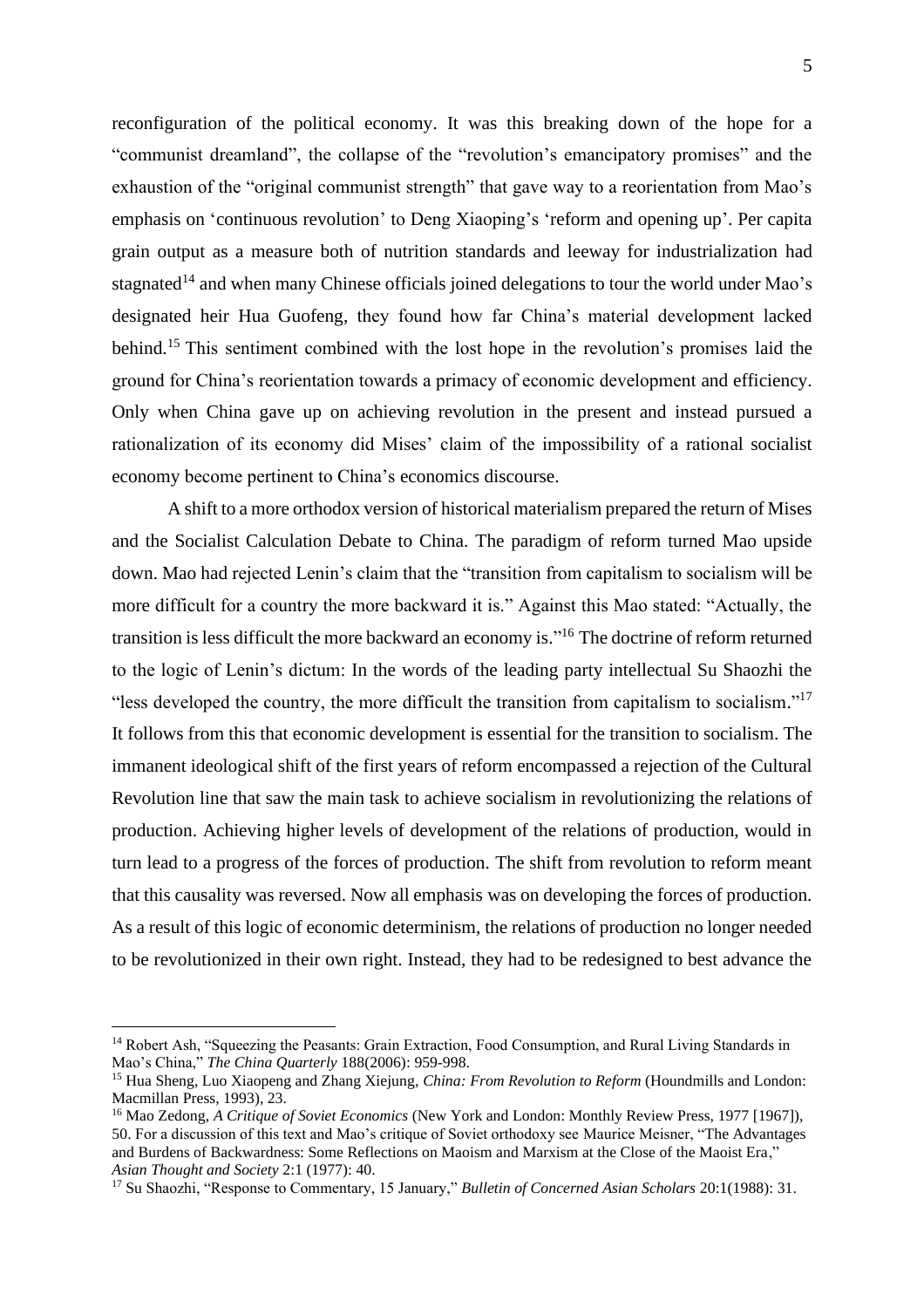reconfiguration of the political economy. It was this breaking down of the hope for a "communist dreamland", the collapse of the "revolution's emancipatory promises" and the exhaustion of the "original communist strength" that gave way to a reorientation from Mao's emphasis on 'continuous revolution' to Deng Xiaoping's 'reform and opening up'. Per capita grain output as a measure both of nutrition standards and leeway for industrialization had stagnated[14] and when many Chinese officials joined delegations to tour the world under Mao's designated heir Hua Guofeng, they found how far China's material development lacked behind.[15] This sentiment combined with the lost hope in the revolution's promises laid the ground for China's reorientation towards a primacy of economic development and efficiency. Only when China gave up on achieving revolution in the present and instead pursued a rationalization of its economy did Mises' claim of the impossibility of a rational socialist economy become pertinent to China's economics discourse.

A shift to a more orthodox version of historical materialism prepared the return of Mises and the Socialist Calculation Debate to China. The paradigm of reform turned Mao upside down. Mao had rejected Lenin's claim that the "transition from capitalism to socialism will be more difficult for a country the more backward it is." Against this Mao stated: "Actually, the transition is less difficult the more backward an economy is."[16] The doctrine of reform returned to the logic of Lenin's dictum: In the words of the leading party intellectual Su Shaozhi the "less developed the country, the more difficult the transition from capitalism to socialism."[17] It follows from this that economic development is essential for the transition to socialism. The immanent ideological shift of the first years of reform encompassed a rejection of the Cultural Revolution line that saw the main task to achieve socialism in revolutionizing the relations of production. Achieving higher levels of development of the relations of production, would in turn lead to a progress of the forces of production. The shift from revolution to reform meant that this causality was reversed. Now all emphasis was on developing the forces of production. As a result of this logic of economic determinism, the relations of production no longer needed to be revolutionized in their own right. Instead, they had to be redesigned to best advance the

---

[14] Robert Ash, "Squeezing the Peasants: Grain Extraction, Food Consumption, and Rural Living Standards in Mao's China," *The China Quarterly* 188(2006): 959-998.

[15] Hua Sheng, Luo Xiaopeng and Zhang Xiejung, *China: From Revolution to Reform* (Houndmills and London: Macmillan Press, 1993), 23.

[16] Mao Zedong, *A Critique of Soviet Economics* (New York and London: Monthly Review Press, 1977 [1967]), 50. For a discussion of this text and Mao's critique of Soviet orthodoxy see Maurice Meisner, "The Advantages and Burdens of Backwardness: Some Reflections on Maoism and Marxism at the Close of the Maoist Era," *Asian Thought and Society* 2:1 (1977): 40.

[17] Su Shaozhi, "Response to Commentary, 15 January," *Bulletin of Concerned Asian Scholars* 20:1(1988): 31.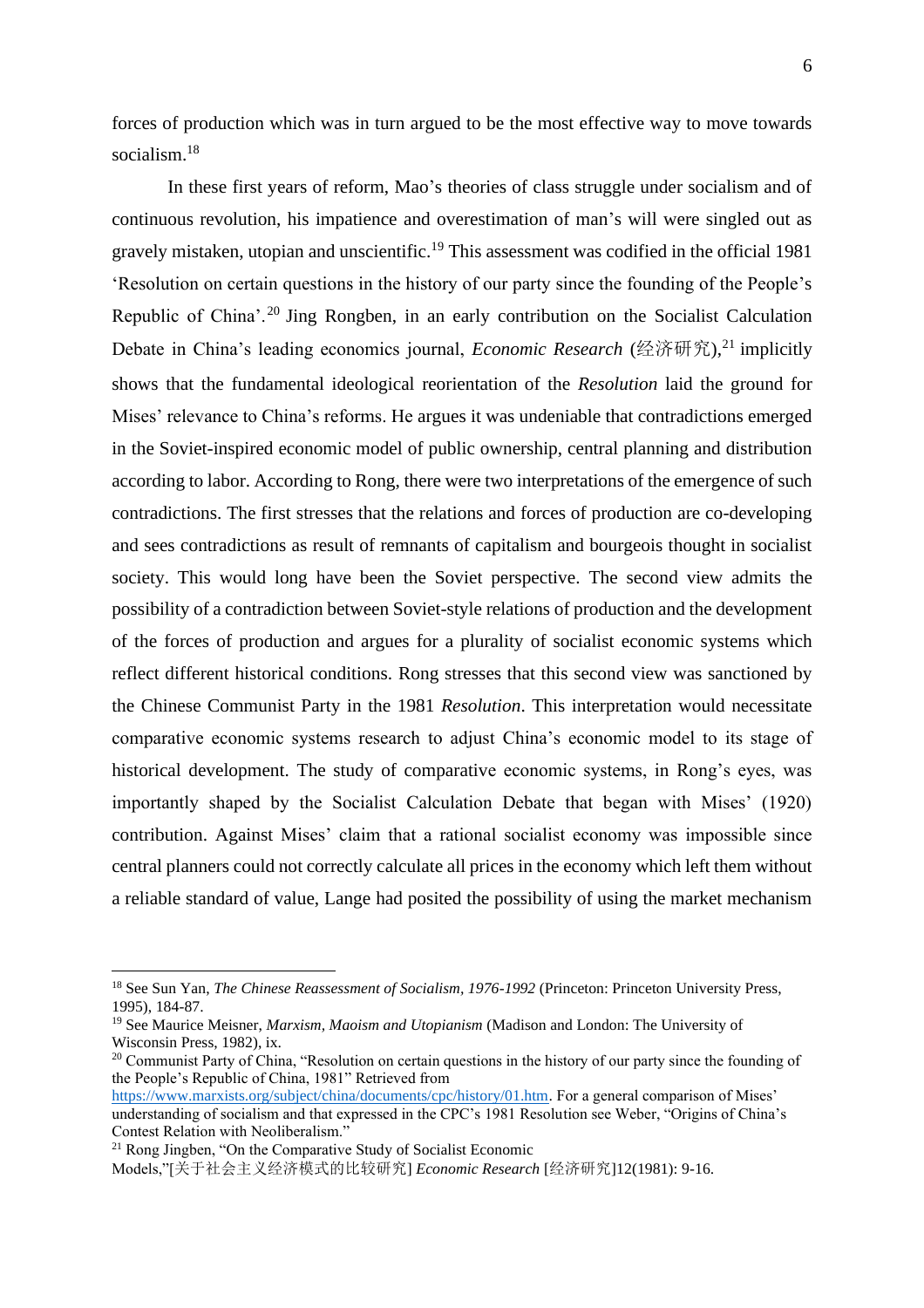forces of production which was in turn argued to be the most effective way to move towards socialism.[18]

In these first years of reform, Mao's theories of class struggle under socialism and of continuous revolution, his impatience and overestimation of man's will were singled out as gravely mistaken, utopian and unscientific.[19] This assessment was codified in the official 1981 'Resolution on certain questions in the history of our party since the founding of the People's Republic of China'.[20] Jing Rongben, in an early contribution on the Socialist Calculation Debate in China's leading economics journal, *Economic Research* (经济研究),[21] implicitly shows that the fundamental ideological reorientation of the *Resolution* laid the ground for Mises' relevance to China's reforms. He argues it was undeniable that contradictions emerged in the Soviet-inspired economic model of public ownership, central planning and distribution according to labor. According to Rong, there were two interpretations of the emergence of such contradictions. The first stresses that the relations and forces of production are co-developing and sees contradictions as result of remnants of capitalism and bourgeois thought in socialist society. This would long have been the Soviet perspective. The second view admits the possibility of a contradiction between Soviet-style relations of production and the development of the forces of production and argues for a plurality of socialist economic systems which reflect different historical conditions. Rong stresses that this second view was sanctioned by the Chinese Communist Party in the 1981 *Resolution*. This interpretation would necessitate comparative economic systems research to adjust China's economic model to its stage of historical development. The study of comparative economic systems, in Rong's eyes, was importantly shaped by the Socialist Calculation Debate that began with Mises' (1920) contribution. Against Mises' claim that a rational socialist economy was impossible since central planners could not correctly calculate all prices in the economy which left them without a reliable standard of value, Lange had posited the possibility of using the market mechanism

---

[18] See Sun Yan, *The Chinese Reassessment of Socialism, 1976-1992* (Princeton: Princeton University Press, 1995), 184-87.

[19] See Maurice Meisner, *Marxism, Maoism and Utopianism* (Madison and London: The University of Wisconsin Press, 1982), ix.

[20] Communist Party of China, "Resolution on certain questions in the history of our party since the founding of the People's Republic of China, 1981" Retrieved from https://www.marxists.org/subject/china/documents/cpc/history/01.htm. For a general comparison of Mises' understanding of socialism and that expressed in the CPC's 1981 Resolution see Weber, "Origins of China's Contest Relation with Neoliberalism."

[21] Rong Jingben, "On the Comparative Study of Socialist Economic Models,"[关于社会主义经济模式的比较研究] *Economic Research* [经济研究]12(1981): 9-16.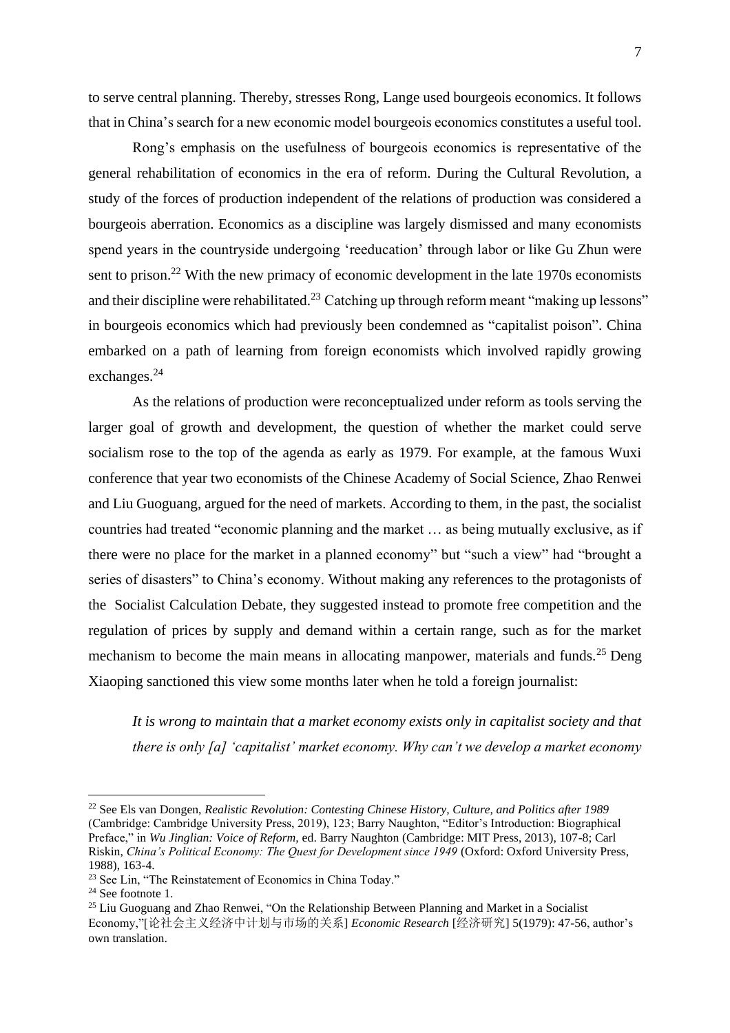to serve central planning. Thereby, stresses Rong, Lange used bourgeois economics. It follows that in China's search for a new economic model bourgeois economics constitutes a useful tool.

Rong's emphasis on the usefulness of bourgeois economics is representative of the general rehabilitation of economics in the era of reform. During the Cultural Revolution, a study of the forces of production independent of the relations of production was considered a bourgeois aberration. Economics as a discipline was largely dismissed and many economists spend years in the countryside undergoing 'reeducation' through labor or like Gu Zhun were sent to prison.[22] With the new primacy of economic development in the late 1970s economists and their discipline were rehabilitated.[23] Catching up through reform meant "making up lessons" in bourgeois economics which had previously been condemned as "capitalist poison". China embarked on a path of learning from foreign economists which involved rapidly growing exchanges.[24]

As the relations of production were reconceptualized under reform as tools serving the larger goal of growth and development, the question of whether the market could serve socialism rose to the top of the agenda as early as 1979. For example, at the famous Wuxi conference that year two economists of the Chinese Academy of Social Science, Zhao Renwei and Liu Guoguang, argued for the need of markets. According to them, in the past, the socialist countries had treated "economic planning and the market … as being mutually exclusive, as if there were no place for the market in a planned economy" but "such a view" had "brought a series of disasters" to China's economy. Without making any references to the protagonists of the Socialist Calculation Debate, they suggested instead to promote free competition and the regulation of prices by supply and demand within a certain range, such as for the market mechanism to become the main means in allocating manpower, materials and funds.[25] Deng Xiaoping sanctioned this view some months later when he told a foreign journalist:

> *It is wrong to maintain that a market economy exists only in capitalist society and that there is only [a] 'capitalist' market economy. Why can't we develop a market economy*

---

[22] See Els van Dongen, *Realistic Revolution: Contesting Chinese History, Culture, and Politics after 1989* (Cambridge: Cambridge University Press, 2019), 123; Barry Naughton, "Editor's Introduction: Biographical Preface," in *Wu Jinglian: Voice of Reform,* ed. Barry Naughton (Cambridge: MIT Press, 2013), 107-8; Carl Riskin, *China's Political Economy: The Quest for Development since 1949* (Oxford: Oxford University Press, 1988), 163-4.

[23] See Lin, "The Reinstatement of Economics in China Today."

[24] See footnote 1.

[25] Liu Guoguang and Zhao Renwei, "On the Relationship Between Planning and Market in a Socialist Economy,"[论社会主义经济中计划与市场的关系] *Economic Research* [经济研究] 5(1979): 47-56, author's own translation.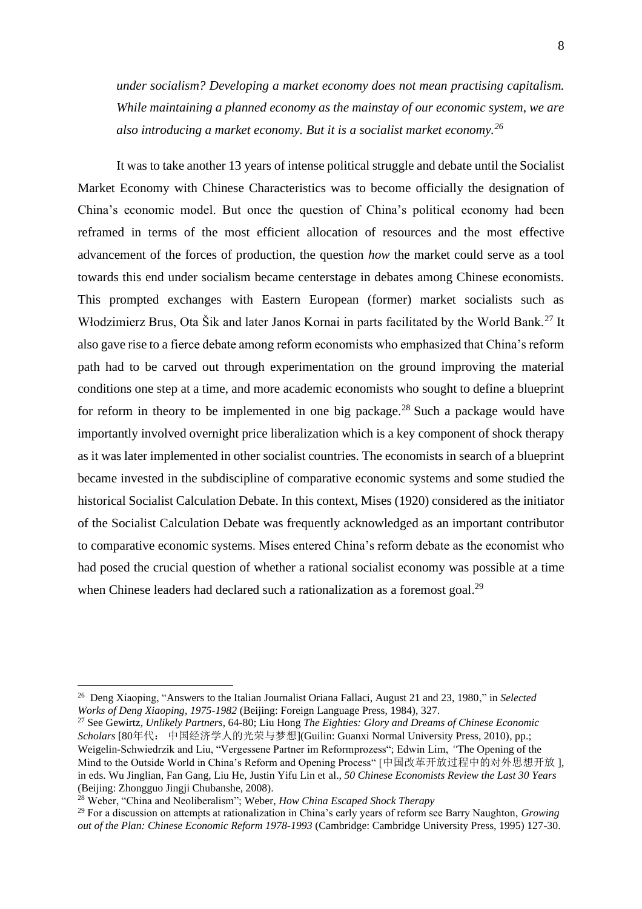*under socialism? Developing a market economy does not mean practising capitalism. While maintaining a planned economy as the mainstay of our economic system, we are also introducing a market economy. But it is a socialist market economy.*[26]

It was to take another 13 years of intense political struggle and debate until the Socialist Market Economy with Chinese Characteristics was to become officially the designation of China's economic model. But once the question of China's political economy had been reframed in terms of the most efficient allocation of resources and the most effective advancement of the forces of production, the question *how* the market could serve as a tool towards this end under socialism became centerstage in debates among Chinese economists. This prompted exchanges with Eastern European (former) market socialists such as Włodzimierz Brus, Ota Šik and later Janos Kornai in parts facilitated by the World Bank.[27] It also gave rise to a fierce debate among reform economists who emphasized that China's reform path had to be carved out through experimentation on the ground improving the material conditions one step at a time, and more academic economists who sought to define a blueprint for reform in theory to be implemented in one big package.[28] Such a package would have importantly involved overnight price liberalization which is a key component of shock therapy as it was later implemented in other socialist countries. The economists in search of a blueprint became invested in the subdiscipline of comparative economic systems and some studied the historical Socialist Calculation Debate. In this context, Mises (1920) considered as the initiator of the Socialist Calculation Debate was frequently acknowledged as an important contributor to comparative economic systems. Mises entered China's reform debate as the economist who had posed the crucial question of whether a rational socialist economy was possible at a time when Chinese leaders had declared such a rationalization as a foremost goal.[29]

---

[26] Deng Xiaoping, "Answers to the Italian Journalist Oriana Fallaci, August 21 and 23, 1980," in *Selected Works of Deng Xiaoping, 1975-1982* (Beijing: Foreign Language Press, 1984), 327.

[27] See Gewirtz, *Unlikely Partners*, 64-80; Liu Hong *The Eighties: Glory and Dreams of Chinese Economic Scholars* [80年代： 中国经济学人的光荣与梦想](Guilin: Guanxi Normal University Press, 2010), pp.; Weigelin-Schwiedrzik and Liu, "Vergessene Partner im Reformprozess"; Edwin Lim, "The Opening of the Mind to the Outside World in China's Reform and Opening Process" [中国改革开放过程中的对外思想开放 ], in eds. Wu Jinglian, Fan Gang, Liu He, Justin Yifu Lin et al., *50 Chinese Economists Review the Last 30 Years* (Beijing: Zhongguo Jingji Chubanshe, 2008).

[28] Weber, "China and Neoliberalism"; Weber, *How China Escaped Shock Therapy*

[29] For a discussion on attempts at rationalization in China's early years of reform see Barry Naughton, *Growing out of the Plan: Chinese Economic Reform 1978-1993* (Cambridge: Cambridge University Press, 1995) 127-30.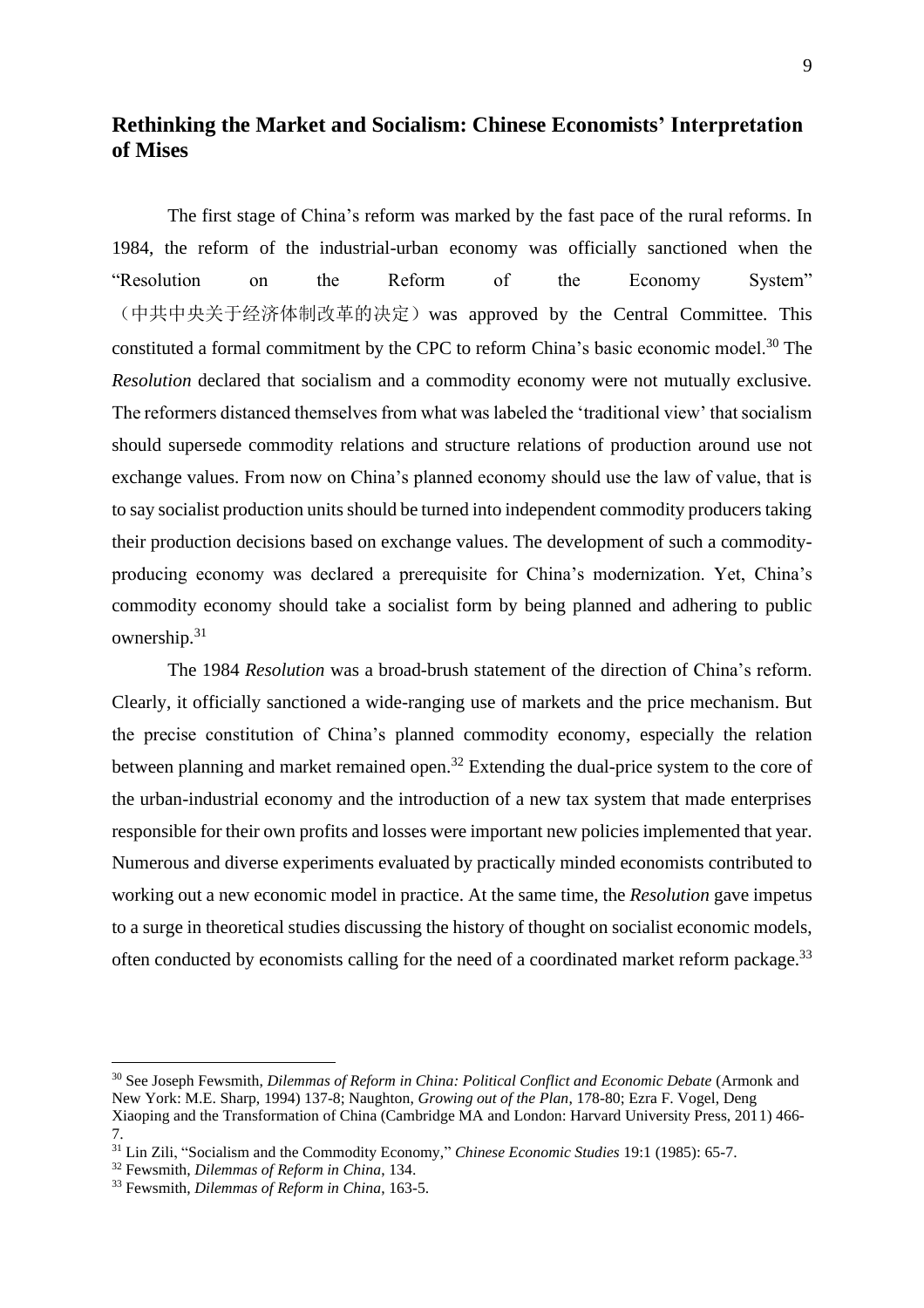## Rethinking the Market and Socialism: Chinese Economists' Interpretation of Mises

The first stage of China's reform was marked by the fast pace of the rural reforms. In 1984, the reform of the industrial-urban economy was officially sanctioned when the "Resolution on the Reform of the Economy System" （中共中央关于经济体制改革的决定）was approved by the Central Committee. This constituted a formal commitment by the CPC to reform China's basic economic model.[30] The *Resolution* declared that socialism and a commodity economy were not mutually exclusive. The reformers distanced themselves from what was labeled the 'traditional view' that socialism should supersede commodity relations and structure relations of production around use not exchange values. From now on China's planned economy should use the law of value, that is to say socialist production units should be turned into independent commodity producers taking their production decisions based on exchange values. The development of such a commodity-producing economy was declared a prerequisite for China's modernization. Yet, China's commodity economy should take a socialist form by being planned and adhering to public ownership.[31]

The 1984 *Resolution* was a broad-brush statement of the direction of China's reform. Clearly, it officially sanctioned a wide-ranging use of markets and the price mechanism. But the precise constitution of China's planned commodity economy, especially the relation between planning and market remained open.[32] Extending the dual-price system to the core of the urban-industrial economy and the introduction of a new tax system that made enterprises responsible for their own profits and losses were important new policies implemented that year. Numerous and diverse experiments evaluated by practically minded economists contributed to working out a new economic model in practice. At the same time, the *Resolution* gave impetus to a surge in theoretical studies discussing the history of thought on socialist economic models, often conducted by economists calling for the need of a coordinated market reform package.[33]

---

[30] See Joseph Fewsmith, *Dilemmas of Reform in China: Political Conflict and Economic Debate* (Armonk and New York: M.E. Sharp, 1994) 137-8; Naughton, *Growing out of the Plan*, 178-80; Ezra F. Vogel, Deng Xiaoping and the Transformation of China (Cambridge MA and London: Harvard University Press, 2011) 466-7.

[31] Lin Zili, "Socialism and the Commodity Economy," *Chinese Economic Studies* 19:1 (1985): 65-7.

[32] Fewsmith, *Dilemmas of Reform in China*, 134.

[33] Fewsmith, *Dilemmas of Reform in China*, 163-5.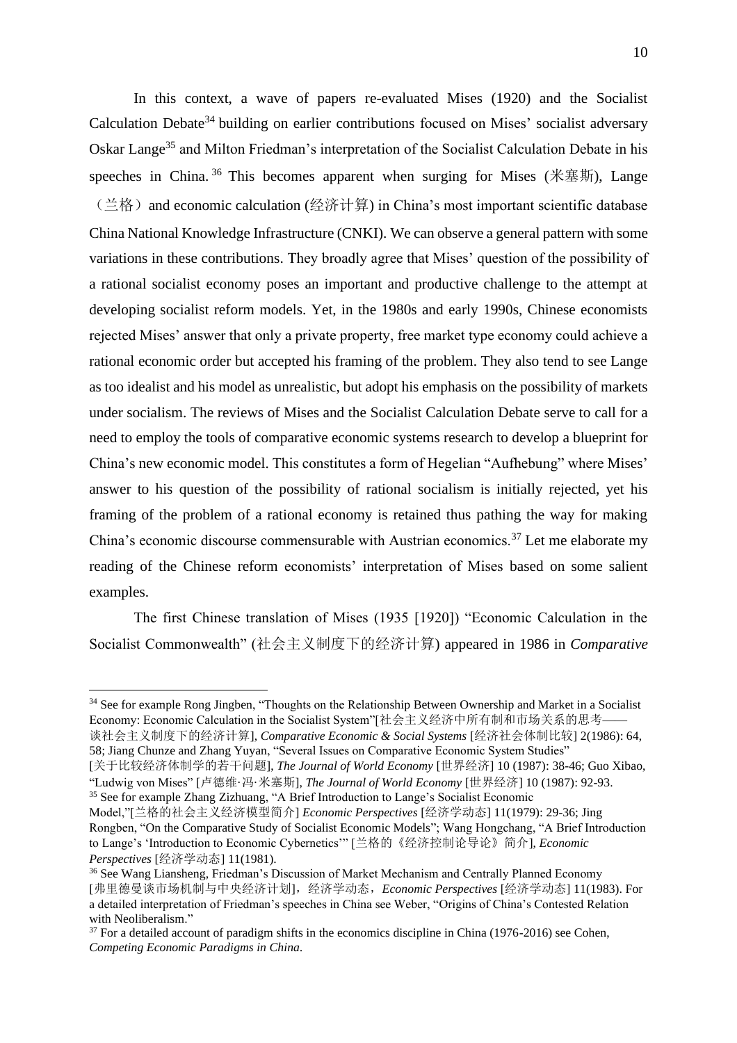In this context, a wave of papers re-evaluated Mises (1920) and the Socialist Calculation Debate[34] building on earlier contributions focused on Mises' socialist adversary Oskar Lange[35] and Milton Friedman's interpretation of the Socialist Calculation Debate in his speeches in China.[36] This becomes apparent when surging for Mises (米塞斯), Lange（兰格）and economic calculation (经济计算) in China's most important scientific database China National Knowledge Infrastructure (CNKI). We can observe a general pattern with some variations in these contributions. They broadly agree that Mises' question of the possibility of a rational socialist economy poses an important and productive challenge to the attempt at developing socialist reform models. Yet, in the 1980s and early 1990s, Chinese economists rejected Mises' answer that only a private property, free market type economy could achieve a rational economic order but accepted his framing of the problem. They also tend to see Lange as too idealist and his model as unrealistic, but adopt his emphasis on the possibility of markets under socialism. The reviews of Mises and the Socialist Calculation Debate serve to call for a need to employ the tools of comparative economic systems research to develop a blueprint for China's new economic model. This constitutes a form of Hegelian "Aufhebung" where Mises' answer to his question of the possibility of rational socialism is initially rejected, yet his framing of the problem of a rational economy is retained thus pathing the way for making China's economic discourse commensurable with Austrian economics.[37] Let me elaborate my reading of the Chinese reform economists' interpretation of Mises based on some salient examples.

The first Chinese translation of Mises (1935 [1920]) "Economic Calculation in the Socialist Commonwealth" (社会主义制度下的经济计算) appeared in 1986 in *Comparative*

---

[34] See for example Rong Jingben, "Thoughts on the Relationship Between Ownership and Market in a Socialist Economy: Economic Calculation in the Socialist System"[社会主义经济中所有制和市场关系的思考——谈社会主义制度下的经济计算], *Comparative Economic & Social Systems* [经济社会体制比较] 2(1986): 64, 58; Jiang Chunze and Zhang Yuyan, "Several Issues on Comparative Economic System Studies" [关于比较经济体制学的若干问题], *The Journal of World Economy* [世界经济] 10 (1987): 38-46; Guo Xibao, "Ludwig von Mises" [卢德维·冯·米塞斯], *The Journal of World Economy* [世界经济] 10 (1987): 92-93.

[35] See for example Zhang Zizhuang, "A Brief Introduction to Lange's Socialist Economic Model,"[兰格的社会主义经济模型简介] *Economic Perspectives* [经济学动态] 11(1979): 29-36; Jing Rongben, "On the Comparative Study of Socialist Economic Models"; Wang Hongchang, "A Brief Introduction to Lange's 'Introduction to Economic Cybernetics'" [兰格的《经济控制论导论》简介], *Economic Perspectives* [经济学动态] 11(1981).

[36] See Wang Liansheng, Friedman's Discussion of Market Mechanism and Centrally Planned Economy [弗里德曼谈市场机制与中央经济计划]，经济学动态，*Economic Perspectives* [经济学动态] 11(1983). For a detailed interpretation of Friedman's speeches in China see Weber, "Origins of China's Contested Relation with Neoliberalism."

[37] For a detailed account of paradigm shifts in the economics discipline in China (1976-2016) see Cohen, *Competing Economic Paradigms in China*.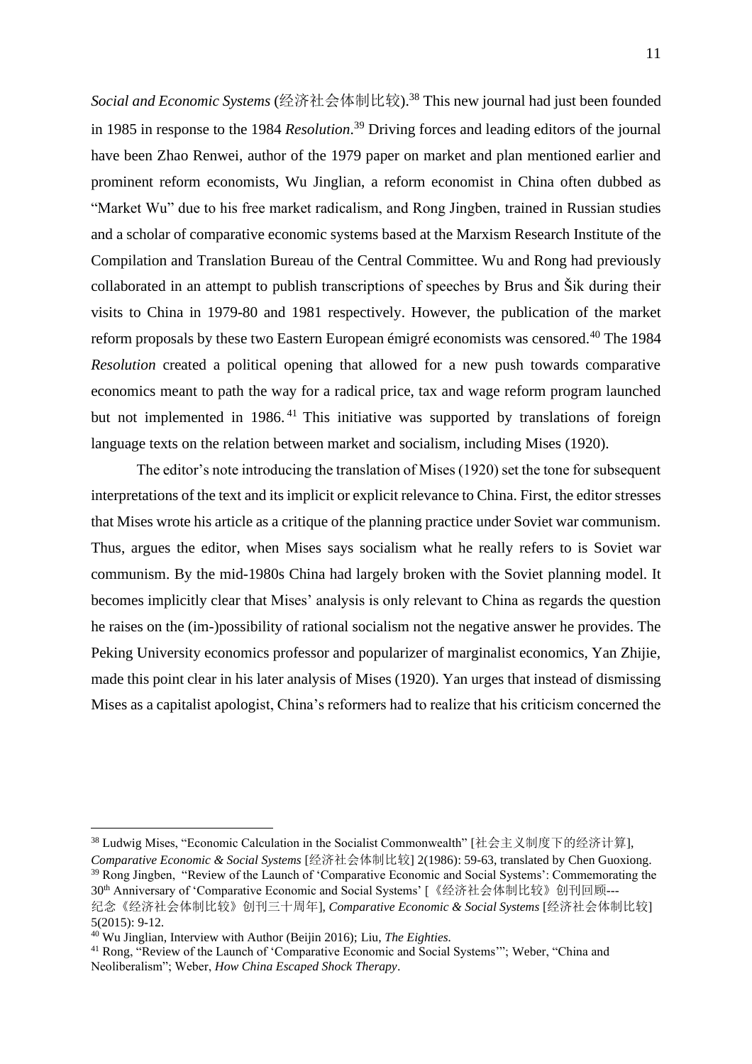*Social and Economic Systems* (经济社会体制比较).[38] This new journal had just been founded in 1985 in response to the 1984 *Resolution*.[39] Driving forces and leading editors of the journal have been Zhao Renwei, author of the 1979 paper on market and plan mentioned earlier and prominent reform economists, Wu Jinglian, a reform economist in China often dubbed as "Market Wu" due to his free market radicalism, and Rong Jingben, trained in Russian studies and a scholar of comparative economic systems based at the Marxism Research Institute of the Compilation and Translation Bureau of the Central Committee. Wu and Rong had previously collaborated in an attempt to publish transcriptions of speeches by Brus and Šik during their visits to China in 1979-80 and 1981 respectively. However, the publication of the market reform proposals by these two Eastern European émigré economists was censored.[40] The 1984 *Resolution* created a political opening that allowed for a new push towards comparative economics meant to path the way for a radical price, tax and wage reform program launched but not implemented in 1986.[41] This initiative was supported by translations of foreign language texts on the relation between market and socialism, including Mises (1920).

The editor's note introducing the translation of Mises (1920) set the tone for subsequent interpretations of the text and its implicit or explicit relevance to China. First, the editor stresses that Mises wrote his article as a critique of the planning practice under Soviet war communism. Thus, argues the editor, when Mises says socialism what he really refers to is Soviet war communism. By the mid-1980s China had largely broken with the Soviet planning model. It becomes implicitly clear that Mises' analysis is only relevant to China as regards the question he raises on the (im-)possibility of rational socialism not the negative answer he provides. The Peking University economics professor and popularizer of marginalist economics, Yan Zhijie, made this point clear in his later analysis of Mises (1920). Yan urges that instead of dismissing Mises as a capitalist apologist, China's reformers had to realize that his criticism concerned the

---

[38] Ludwig Mises, "Economic Calculation in the Socialist Commonwealth" [社会主义制度下的经济计算], *Comparative Economic & Social Systems* [经济社会体制比较] 2(1986): 59-63, translated by Chen Guoxiong.

[39] Rong Jingben, "Review of the Launch of 'Comparative Economic and Social Systems': Commemorating the 30th Anniversary of 'Comparative Economic and Social Systems' [《经济社会体制比较》创刊回顾---纪念《经济社会体制比较》创刊三十周年], *Comparative Economic & Social Systems* [经济社会体制比较] 5(2015): 9-12.

[40] Wu Jinglian, Interview with Author (Beijin 2016); Liu, *The Eighties.*

[41] Rong, "Review of the Launch of 'Comparative Economic and Social Systems'"; Weber, "China and Neoliberalism"; Weber, *How China Escaped Shock Therapy*.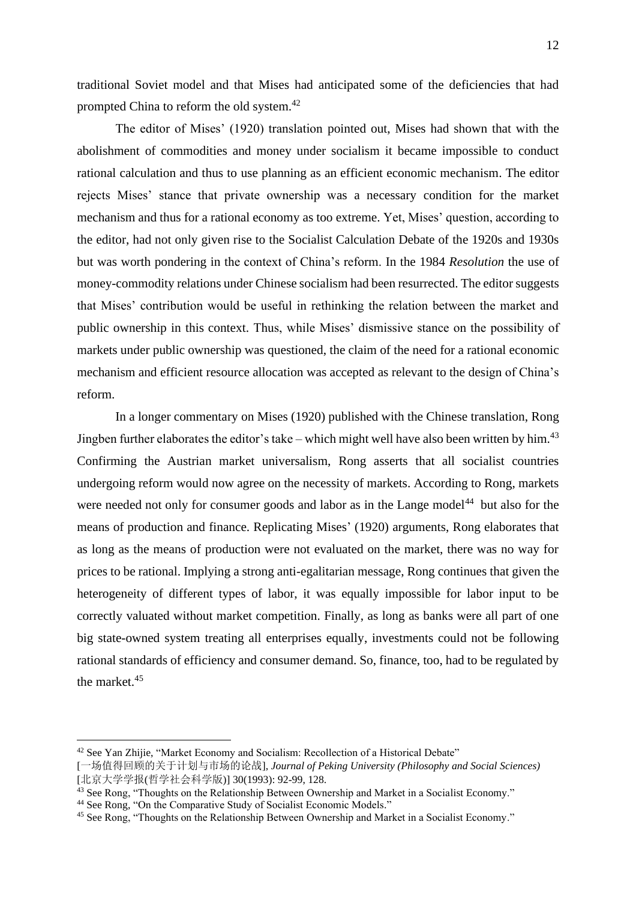traditional Soviet model and that Mises had anticipated some of the deficiencies that had prompted China to reform the old system.[42]

The editor of Mises' (1920) translation pointed out, Mises had shown that with the abolishment of commodities and money under socialism it became impossible to conduct rational calculation and thus to use planning as an efficient economic mechanism. The editor rejects Mises' stance that private ownership was a necessary condition for the market mechanism and thus for a rational economy as too extreme. Yet, Mises' question, according to the editor, had not only given rise to the Socialist Calculation Debate of the 1920s and 1930s but was worth pondering in the context of China's reform. In the 1984 *Resolution* the use of money-commodity relations under Chinese socialism had been resurrected. The editor suggests that Mises' contribution would be useful in rethinking the relation between the market and public ownership in this context. Thus, while Mises' dismissive stance on the possibility of markets under public ownership was questioned, the claim of the need for a rational economic mechanism and efficient resource allocation was accepted as relevant to the design of China's reform.

In a longer commentary on Mises (1920) published with the Chinese translation, Rong Jingben further elaborates the editor's take – which might well have also been written by him.[43] Confirming the Austrian market universalism, Rong asserts that all socialist countries undergoing reform would now agree on the necessity of markets. According to Rong, markets were needed not only for consumer goods and labor as in the Lange model[44] but also for the means of production and finance. Replicating Mises' (1920) arguments, Rong elaborates that as long as the means of production were not evaluated on the market, there was no way for prices to be rational. Implying a strong anti-egalitarian message, Rong continues that given the heterogeneity of different types of labor, it was equally impossible for labor input to be correctly valuated without market competition. Finally, as long as banks were all part of one big state-owned system treating all enterprises equally, investments could not be following rational standards of efficiency and consumer demand. So, finance, too, had to be regulated by the market.[45]

---

[42] See Yan Zhijie, "Market Economy and Socialism: Recollection of a Historical Debate" [一场值得回顾的关于计划与市场的论战], *Journal of Peking University (Philosophy and Social Sciences)* [北京大学学报(哲学社会科学版)] 30(1993): 92-99, 128.

[43] See Rong, "Thoughts on the Relationship Between Ownership and Market in a Socialist Economy."

[44] See Rong, "On the Comparative Study of Socialist Economic Models."

[45] See Rong, "Thoughts on the Relationship Between Ownership and Market in a Socialist Economy."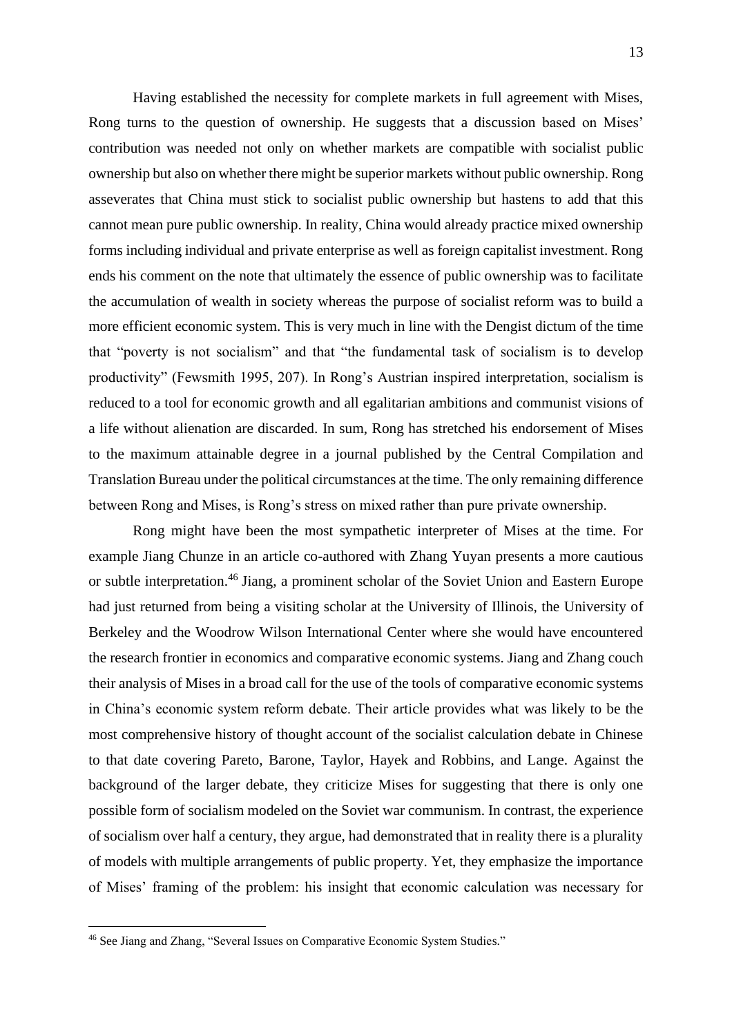Having established the necessity for complete markets in full agreement with Mises, Rong turns to the question of ownership. He suggests that a discussion based on Mises' contribution was needed not only on whether markets are compatible with socialist public ownership but also on whether there might be superior markets without public ownership. Rong asseverates that China must stick to socialist public ownership but hastens to add that this cannot mean pure public ownership. In reality, China would already practice mixed ownership forms including individual and private enterprise as well as foreign capitalist investment. Rong ends his comment on the note that ultimately the essence of public ownership was to facilitate the accumulation of wealth in society whereas the purpose of socialist reform was to build a more efficient economic system. This is very much in line with the Dengist dictum of the time that "poverty is not socialism" and that "the fundamental task of socialism is to develop productivity" (Fewsmith 1995, 207). In Rong's Austrian inspired interpretation, socialism is reduced to a tool for economic growth and all egalitarian ambitions and communist visions of a life without alienation are discarded. In sum, Rong has stretched his endorsement of Mises to the maximum attainable degree in a journal published by the Central Compilation and Translation Bureau under the political circumstances at the time. The only remaining difference between Rong and Mises, is Rong's stress on mixed rather than pure private ownership.

Rong might have been the most sympathetic interpreter of Mises at the time. For example Jiang Chunze in an article co-authored with Zhang Yuyan presents a more cautious or subtle interpretation.[46] Jiang, a prominent scholar of the Soviet Union and Eastern Europe had just returned from being a visiting scholar at the University of Illinois, the University of Berkeley and the Woodrow Wilson International Center where she would have encountered the research frontier in economics and comparative economic systems. Jiang and Zhang couch their analysis of Mises in a broad call for the use of the tools of comparative economic systems in China's economic system reform debate. Their article provides what was likely to be the most comprehensive history of thought account of the socialist calculation debate in Chinese to that date covering Pareto, Barone, Taylor, Hayek and Robbins, and Lange. Against the background of the larger debate, they criticize Mises for suggesting that there is only one possible form of socialism modeled on the Soviet war communism. In contrast, the experience of socialism over half a century, they argue, had demonstrated that in reality there is a plurality of models with multiple arrangements of public property. Yet, they emphasize the importance of Mises' framing of the problem: his insight that economic calculation was necessary for

[46] See Jiang and Zhang, "Several Issues on Comparative Economic System Studies."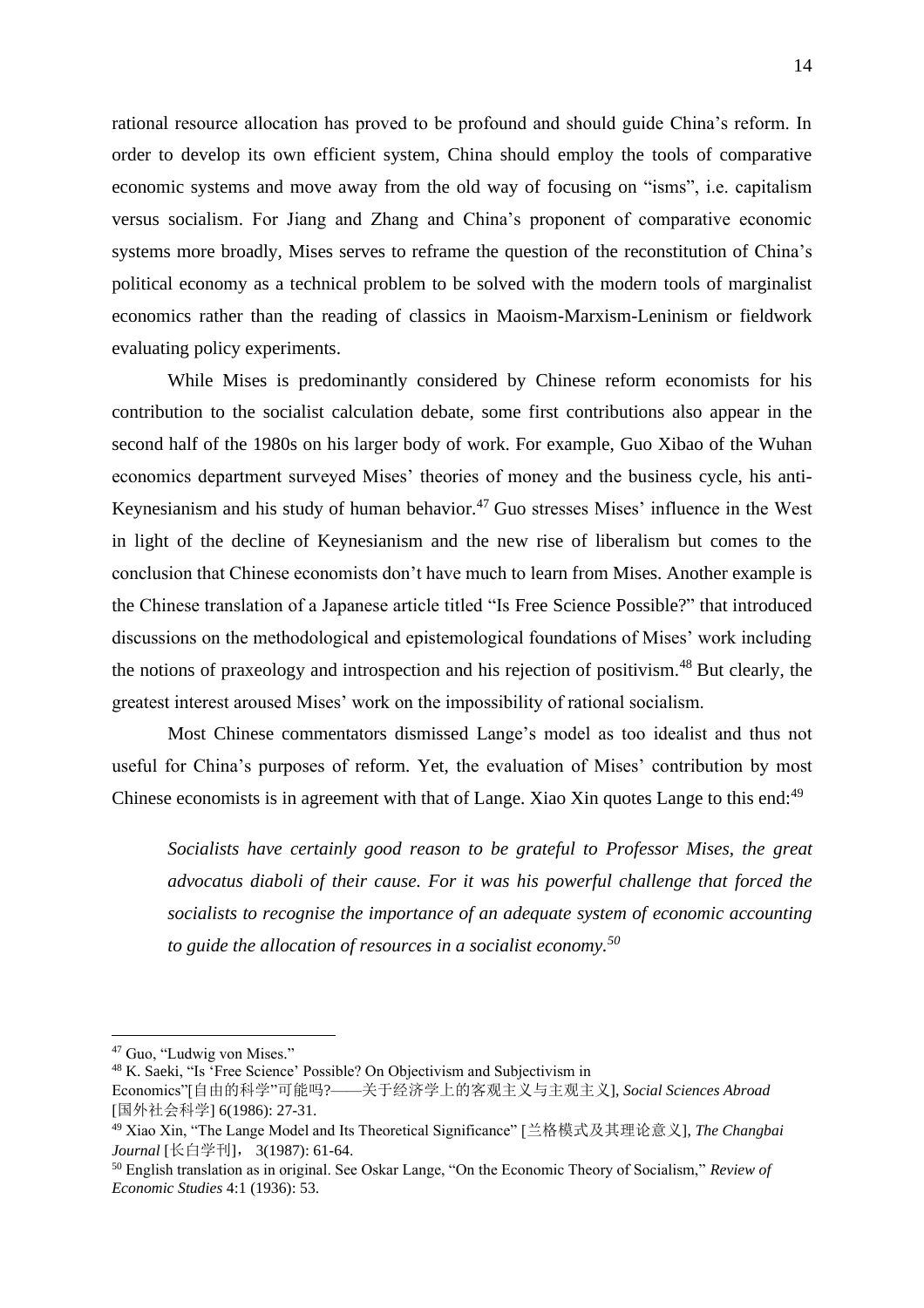rational resource allocation has proved to be profound and should guide China's reform. In order to develop its own efficient system, China should employ the tools of comparative economic systems and move away from the old way of focusing on "isms", i.e. capitalism versus socialism. For Jiang and Zhang and China's proponent of comparative economic systems more broadly, Mises serves to reframe the question of the reconstitution of China's political economy as a technical problem to be solved with the modern tools of marginalist economics rather than the reading of classics in Maoism-Marxism-Leninism or fieldwork evaluating policy experiments.

While Mises is predominantly considered by Chinese reform economists for his contribution to the socialist calculation debate, some first contributions also appear in the second half of the 1980s on his larger body of work. For example, Guo Xibao of the Wuhan economics department surveyed Mises' theories of money and the business cycle, his anti-Keynesianism and his study of human behavior.[47] Guo stresses Mises' influence in the West in light of the decline of Keynesianism and the new rise of liberalism but comes to the conclusion that Chinese economists don't have much to learn from Mises. Another example is the Chinese translation of a Japanese article titled "Is Free Science Possible?" that introduced discussions on the methodological and epistemological foundations of Mises' work including the notions of praxeology and introspection and his rejection of positivism.[48] But clearly, the greatest interest aroused Mises' work on the impossibility of rational socialism.

Most Chinese commentators dismissed Lange's model as too idealist and thus not useful for China's purposes of reform. Yet, the evaluation of Mises' contribution by most Chinese economists is in agreement with that of Lange. Xiao Xin quotes Lange to this end:[49]

> *Socialists have certainly good reason to be grateful to Professor Mises, the great advocatus diaboli of their cause. For it was his powerful challenge that forced the socialists to recognise the importance of an adequate system of economic accounting to guide the allocation of resources in a socialist economy.*[50]

---

[47] Guo, "Ludwig von Mises."

[48] K. Saeki, "Is 'Free Science' Possible? On Objectivism and Subjectivism in Economics"[自由的科学"可能吗?——关于经济学上的客观主义与主观主义], *Social Sciences Abroad* [国外社会科学] 6(1986): 27-31.

[49] Xiao Xin, "The Lange Model and Its Theoretical Significance" [兰格模式及其理论意义], *The Changbai Journal* [长白学刊]， 3(1987): 61-64.

[50] English translation as in original. See Oskar Lange, "On the Economic Theory of Socialism," *Review of Economic Studies* 4:1 (1936): 53.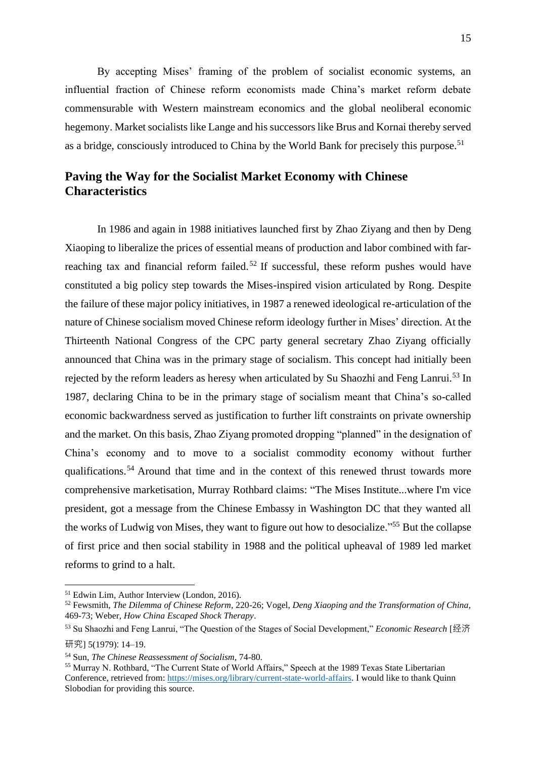By accepting Mises' framing of the problem of socialist economic systems, an influential fraction of Chinese reform economists made China's market reform debate commensurable with Western mainstream economics and the global neoliberal economic hegemony. Market socialists like Lange and his successors like Brus and Kornai thereby served as a bridge, consciously introduced to China by the World Bank for precisely this purpose.[51]

## Paving the Way for the Socialist Market Economy with Chinese Characteristics

In 1986 and again in 1988 initiatives launched first by Zhao Ziyang and then by Deng Xiaoping to liberalize the prices of essential means of production and labor combined with far-reaching tax and financial reform failed.[52] If successful, these reform pushes would have constituted a big policy step towards the Mises-inspired vision articulated by Rong. Despite the failure of these major policy initiatives, in 1987 a renewed ideological re-articulation of the nature of Chinese socialism moved Chinese reform ideology further in Mises' direction. At the Thirteenth National Congress of the CPC party general secretary Zhao Ziyang officially announced that China was in the primary stage of socialism. This concept had initially been rejected by the reform leaders as heresy when articulated by Su Shaozhi and Feng Lanrui.[53] In 1987, declaring China to be in the primary stage of socialism meant that China's so-called economic backwardness served as justification to further lift constraints on private ownership and the market. On this basis, Zhao Ziyang promoted dropping "planned" in the designation of China's economy and to move to a socialist commodity economy without further qualifications.[54] Around that time and in the context of this renewed thrust towards more comprehensive marketisation, Murray Rothbard claims: "The Mises Institute...where I'm vice president, got a message from the Chinese Embassy in Washington DC that they wanted all the works of Ludwig von Mises, they want to figure out how to desocialize."[55] But the collapse of first price and then social stability in 1988 and the political upheaval of 1989 led market reforms to grind to a halt.

---

[51] Edwin Lim, Author Interview (London, 2016).

[52] Fewsmith, *The Dilemma of Chinese Reform*, 220-26; Vogel, *Deng Xiaoping and the Transformation of China*, 469-73; Weber, *How China Escaped Shock Therapy*.

[53] Su Shaozhi and Feng Lanrui, "The Question of the Stages of Social Development," *Economic Research* [经济研究] 5(1979): 14–19.

[54] Sun, *The Chinese Reassessment of Socialism*, 74-80.

[55] Murray N. Rothbard, "The Current State of World Affairs," Speech at the 1989 Texas State Libertarian Conference, retrieved from: https://mises.org/library/current-state-world-affairs. I would like to thank Quinn Slobodian for providing this source.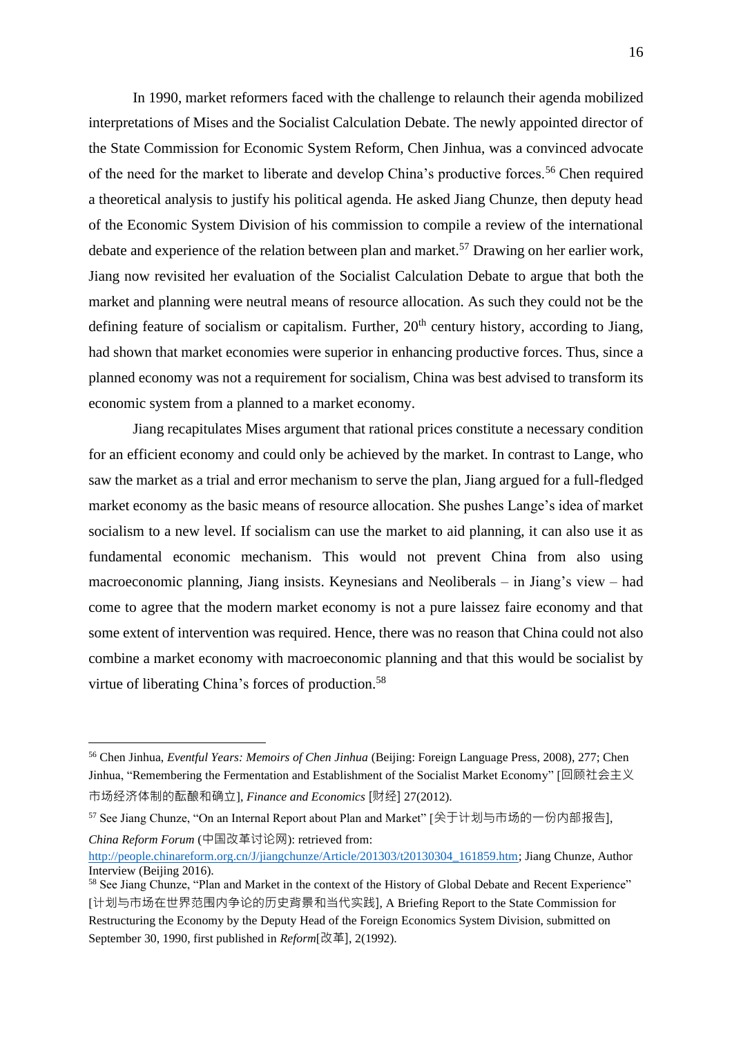In 1990, market reformers faced with the challenge to relaunch their agenda mobilized interpretations of Mises and the Socialist Calculation Debate. The newly appointed director of the State Commission for Economic System Reform, Chen Jinhua, was a convinced advocate of the need for the market to liberate and develop China's productive forces.[56] Chen required a theoretical analysis to justify his political agenda. He asked Jiang Chunze, then deputy head of the Economic System Division of his commission to compile a review of the international debate and experience of the relation between plan and market.[57] Drawing on her earlier work, Jiang now revisited her evaluation of the Socialist Calculation Debate to argue that both the market and planning were neutral means of resource allocation. As such they could not be the defining feature of socialism or capitalism. Further, 20th century history, according to Jiang, had shown that market economies were superior in enhancing productive forces. Thus, since a planned economy was not a requirement for socialism, China was best advised to transform its economic system from a planned to a market economy.

Jiang recapitulates Mises argument that rational prices constitute a necessary condition for an efficient economy and could only be achieved by the market. In contrast to Lange, who saw the market as a trial and error mechanism to serve the plan, Jiang argued for a full-fledged market economy as the basic means of resource allocation. She pushes Lange's idea of market socialism to a new level. If socialism can use the market to aid planning, it can also use it as fundamental economic mechanism. This would not prevent China from also using macroeconomic planning, Jiang insists. Keynesians and Neoliberals – in Jiang's view – had come to agree that the modern market economy is not a pure laissez faire economy and that some extent of intervention was required. Hence, there was no reason that China could not also combine a market economy with macroeconomic planning and that this would be socialist by virtue of liberating China's forces of production.[58]

---

[56] Chen Jinhua, *Eventful Years: Memoirs of Chen Jinhua* (Beijing: Foreign Language Press, 2008), 277; Chen Jinhua, "Remembering the Fermentation and Establishment of the Socialist Market Economy" [回顾社会主义市场经济体制的酝酿和确立], *Finance and Economics* [财经] 27(2012).

[57] See Jiang Chunze, "On an Internal Report about Plan and Market" [关于计划与市场的一份内部报告], *China Reform Forum* (中国改革讨论网): retrieved from: http://people.chinareform.org.cn/J/jiangchunze/Article/201303/t20130304_161859.htm; Jiang Chunze, Author Interview (Beijing 2016).

[58] See Jiang Chunze, "Plan and Market in the context of the History of Global Debate and Recent Experience" [计划与市场在世界范围内争论的历史背景和当代实践], A Briefing Report to the State Commission for Restructuring the Economy by the Deputy Head of the Foreign Economics System Division, submitted on September 30, 1990, first published in *Reform*[改革], 2(1992).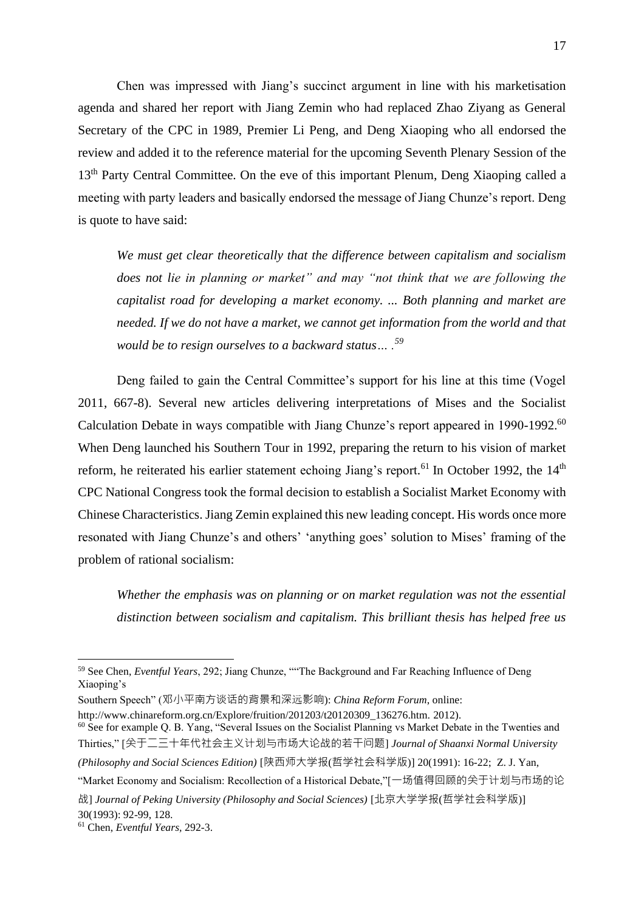Chen was impressed with Jiang's succinct argument in line with his marketisation agenda and shared her report with Jiang Zemin who had replaced Zhao Ziyang as General Secretary of the CPC in 1989, Premier Li Peng, and Deng Xiaoping who all endorsed the review and added it to the reference material for the upcoming Seventh Plenary Session of the 13th Party Central Committee. On the eve of this important Plenum, Deng Xiaoping called a meeting with party leaders and basically endorsed the message of Jiang Chunze's report. Deng is quote to have said:

> *We must get clear theoretically that the difference between capitalism and socialism does not lie in planning or market" and may "not think that we are following the capitalist road for developing a market economy. ... Both planning and market are needed. If we do not have a market, we cannot get information from the world and that would be to resign ourselves to a backward status… .*[59]

Deng failed to gain the Central Committee's support for his line at this time (Vogel 2011, 667-8). Several new articles delivering interpretations of Mises and the Socialist Calculation Debate in ways compatible with Jiang Chunze's report appeared in 1990-1992.[60] When Deng launched his Southern Tour in 1992, preparing the return to his vision of market reform, he reiterated his earlier statement echoing Jiang's report.[61] In October 1992, the 14th CPC National Congress took the formal decision to establish a Socialist Market Economy with Chinese Characteristics. Jiang Zemin explained this new leading concept. His words once more resonated with Jiang Chunze's and others' 'anything goes' solution to Mises' framing of the problem of rational socialism:

> *Whether the emphasis was on planning or on market regulation was not the essential distinction between socialism and capitalism. This brilliant thesis has helped free us*

---

[59] See Chen, *Eventful Years*, 292; Jiang Chunze, ""The Background and Far Reaching Influence of Deng Xiaoping's Southern Speech" (邓小平南方谈话的背景和深远影响): *China Reform Forum*, online: http://www.chinareform.org.cn/Explore/fruition/201203/t20120309_136276.htm. 2012).

[60] See for example Q. B. Yang, "Several Issues on the Socialist Planning vs Market Debate in the Twenties and Thirties," [关于二三十年代社会主义计划与市场大论战的若干问题] *Journal of Shaanxi Normal University (Philosophy and Social Sciences Edition)* [陕西师大学报(哲学社会科学版)] 20(1991): 16-22; Z. J. Yan, "Market Economy and Socialism: Recollection of a Historical Debate,"[一场值得回顾的关于计划与市场的论战] *Journal of Peking University (Philosophy and Social Sciences)* [北京大学学报(哲学社会科学版)] 30(1993): 92-99, 128.

[61] Chen, *Eventful Years*, 292-3.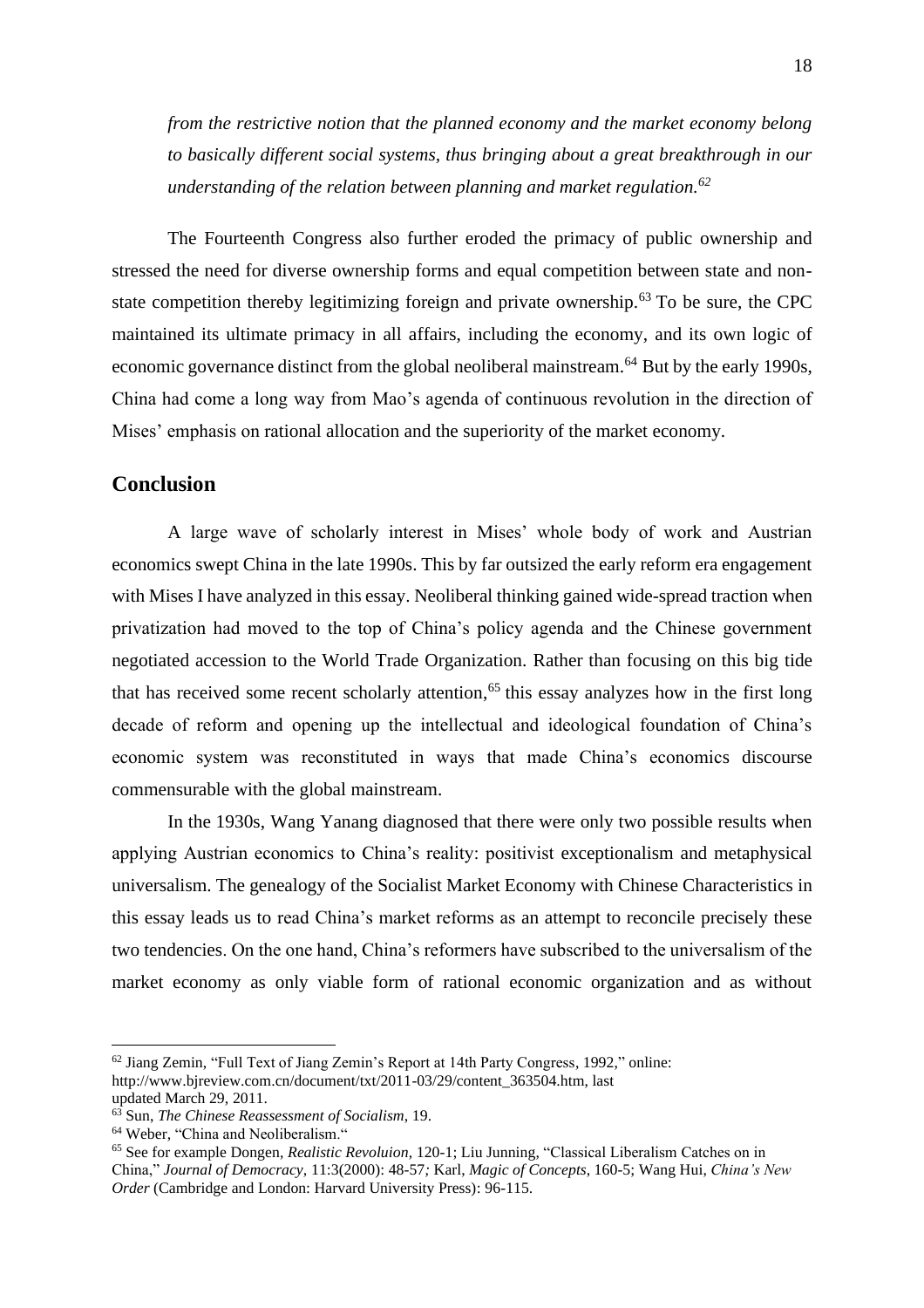*from the restrictive notion that the planned economy and the market economy belong to basically different social systems, thus bringing about a great breakthrough in our understanding of the relation between planning and market regulation.*[62]

The Fourteenth Congress also further eroded the primacy of public ownership and stressed the need for diverse ownership forms and equal competition between state and non-state competition thereby legitimizing foreign and private ownership.[63] To be sure, the CPC maintained its ultimate primacy in all affairs, including the economy, and its own logic of economic governance distinct from the global neoliberal mainstream.[64] But by the early 1990s, China had come a long way from Mao's agenda of continuous revolution in the direction of Mises' emphasis on rational allocation and the superiority of the market economy.

## Conclusion

A large wave of scholarly interest in Mises' whole body of work and Austrian economics swept China in the late 1990s. This by far outsized the early reform era engagement with Mises I have analyzed in this essay. Neoliberal thinking gained wide-spread traction when privatization had moved to the top of China's policy agenda and the Chinese government negotiated accession to the World Trade Organization. Rather than focusing on this big tide that has received some recent scholarly attention,[65] this essay analyzes how in the first long decade of reform and opening up the intellectual and ideological foundation of China's economic system was reconstituted in ways that made China's economics discourse commensurable with the global mainstream.

In the 1930s, Wang Yanang diagnosed that there were only two possible results when applying Austrian economics to China's reality: positivist exceptionalism and metaphysical universalism. The genealogy of the Socialist Market Economy with Chinese Characteristics in this essay leads us to read China's market reforms as an attempt to reconcile precisely these two tendencies. On the one hand, China's reformers have subscribed to the universalism of the market economy as only viable form of rational economic organization and as without

---

[62] Jiang Zemin, "Full Text of Jiang Zemin's Report at 14th Party Congress, 1992," online: http://www.bjreview.com.cn/document/txt/2011-03/29/content_363504.htm, last updated March 29, 2011.

[63] Sun, *The Chinese Reassessment of Socialism*, 19.

[64] Weber, "China and Neoliberalism."

[65] See for example Dongen, *Realistic Revoluion*, 120-1; Liu Junning, "Classical Liberalism Catches on in China," *Journal of Democracy,* 11:3(2000): 48-57*;* Karl, *Magic of Concepts*, 160-5; Wang Hui, *China's New Order* (Cambridge and London: Harvard University Press): 96-115.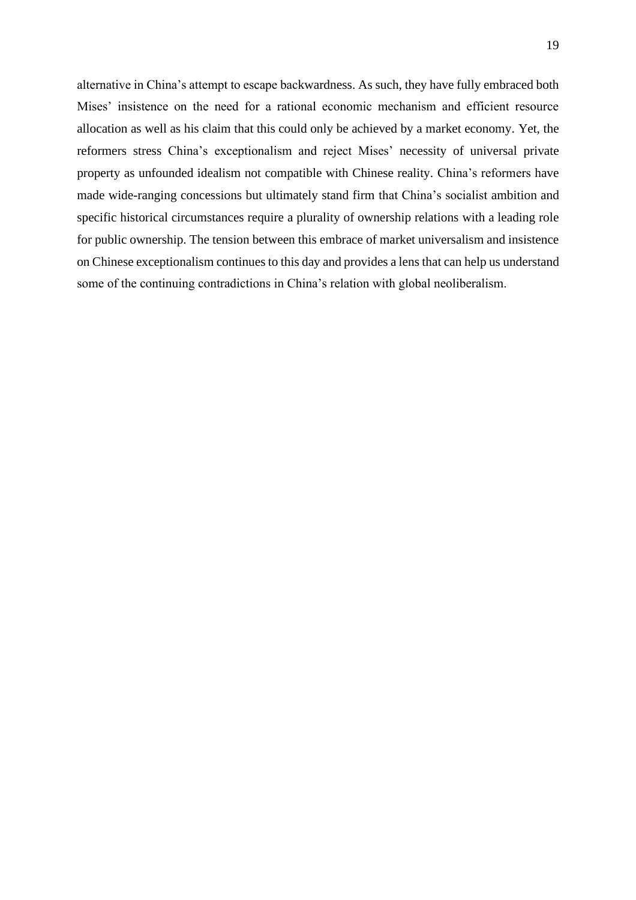alternative in China's attempt to escape backwardness. As such, they have fully embraced both Mises' insistence on the need for a rational economic mechanism and efficient resource allocation as well as his claim that this could only be achieved by a market economy. Yet, the reformers stress China's exceptionalism and reject Mises' necessity of universal private property as unfounded idealism not compatible with Chinese reality. China's reformers have made wide-ranging concessions but ultimately stand firm that China's socialist ambition and specific historical circumstances require a plurality of ownership relations with a leading role for public ownership. The tension between this embrace of market universalism and insistence on Chinese exceptionalism continues to this day and provides a lens that can help us understand some of the continuing contradictions in China's relation with global neoliberalism.